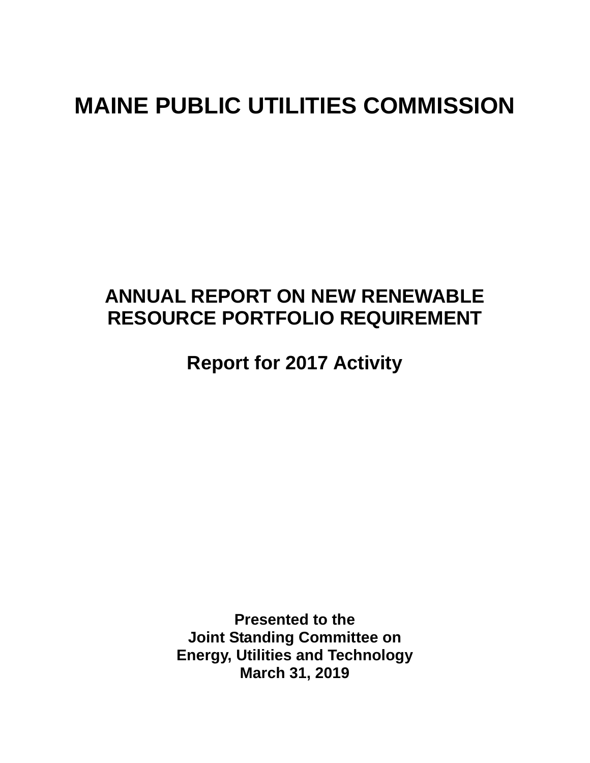# MAINE PUBLIC UTILITIES COMMISSION

## ANNUAL REPORT ON NEW RENEWABLE RESOURCE PORTFOLIO REQUIREMENT

## Report for 2017 Activity

**Presented to the**
**Joint Standing Committee on**
**Energy, Utilities and Technology**
**March 31, 2019**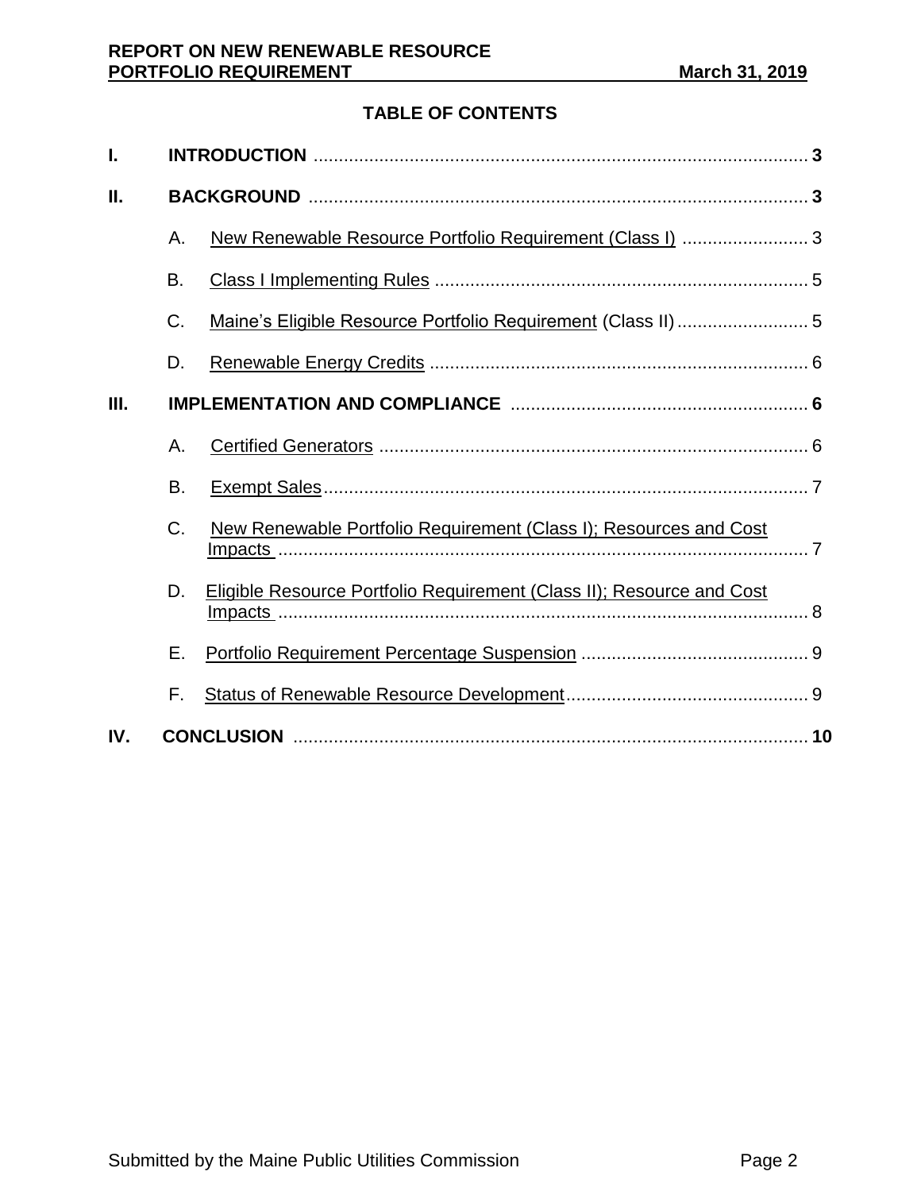## TABLE OF CONTENTS

**I. INTRODUCTION** .......... **3**

**II. BACKGROUND** .......... **3**

- A. New Renewable Resource Portfolio Requirement (Class I) .......... 3
- B. Class I Implementing Rules .......... 5
- C. Maine's Eligible Resource Portfolio Requirement (Class II) .......... 5
- D. Renewable Energy Credits .......... 6

**III. IMPLEMENTATION AND COMPLIANCE** .......... **6**

- A. Certified Generators .......... 6
- B. Exempt Sales .......... 7
- C. New Renewable Portfolio Requirement (Class I); Resources and Cost Impacts .......... 7
- D. Eligible Resource Portfolio Requirement (Class II); Resource and Cost Impacts .......... 8
- E. Portfolio Requirement Percentage Suspension .......... 9
- F. Status of Renewable Resource Development .......... 9

**IV. CONCLUSION** .......... **10**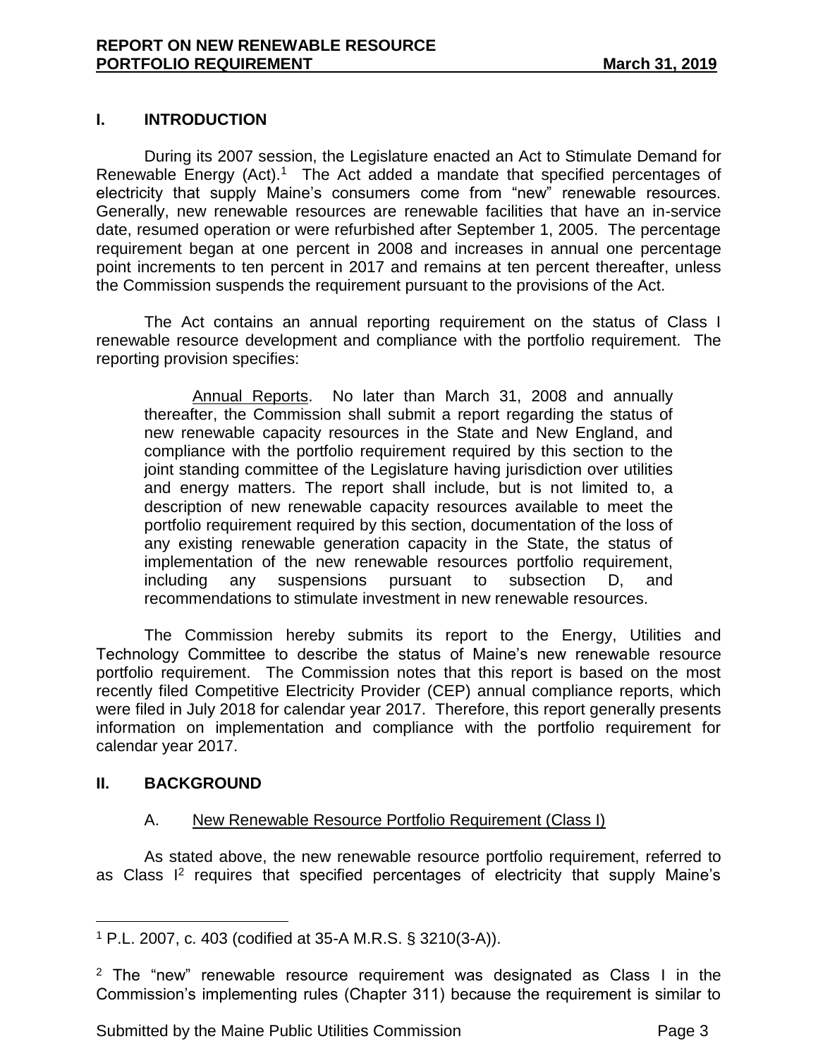## I. INTRODUCTION

During its 2007 session, the Legislature enacted an Act to Stimulate Demand for Renewable Energy (Act).[1] The Act added a mandate that specified percentages of electricity that supply Maine's consumers come from "new" renewable resources. Generally, new renewable resources are renewable facilities that have an in-service date, resumed operation or were refurbished after September 1, 2005. The percentage requirement began at one percent in 2008 and increases in annual one percentage point increments to ten percent in 2017 and remains at ten percent thereafter, unless the Commission suspends the requirement pursuant to the provisions of the Act.

The Act contains an annual reporting requirement on the status of Class I renewable resource development and compliance with the portfolio requirement. The reporting provision specifies:

> Annual Reports. No later than March 31, 2008 and annually thereafter, the Commission shall submit a report regarding the status of new renewable capacity resources in the State and New England, and compliance with the portfolio requirement required by this section to the joint standing committee of the Legislature having jurisdiction over utilities and energy matters. The report shall include, but is not limited to, a description of new renewable capacity resources available to meet the portfolio requirement required by this section, documentation of the loss of any existing renewable generation capacity in the State, the status of implementation of the new renewable resources portfolio requirement, including any suspensions pursuant to subsection D, and recommendations to stimulate investment in new renewable resources.

The Commission hereby submits its report to the Energy, Utilities and Technology Committee to describe the status of Maine's new renewable resource portfolio requirement. The Commission notes that this report is based on the most recently filed Competitive Electricity Provider (CEP) annual compliance reports, which were filed in July 2018 for calendar year 2017. Therefore, this report generally presents information on implementation and compliance with the portfolio requirement for calendar year 2017.

## II. BACKGROUND

### A. New Renewable Resource Portfolio Requirement (Class I)

As stated above, the new renewable resource portfolio requirement, referred to as Class I[2] requires that specified percentages of electricity that supply Maine's

---

[1] P.L. 2007, c. 403 (codified at 35-A M.R.S. § 3210(3-A)).

[2] The "new" renewable resource requirement was designated as Class I in the Commission's implementing rules (Chapter 311) because the requirement is similar to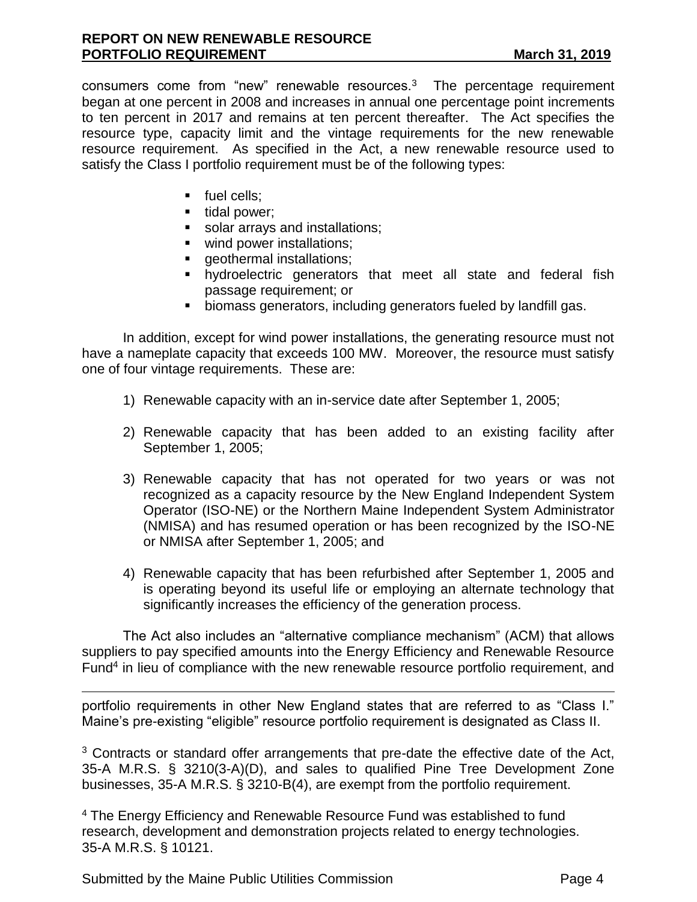consumers come from "new" renewable resources.[3] The percentage requirement began at one percent in 2008 and increases in annual one percentage point increments to ten percent in 2017 and remains at ten percent thereafter. The Act specifies the resource type, capacity limit and the vintage requirements for the new renewable resource requirement. As specified in the Act, a new renewable resource used to satisfy the Class I portfolio requirement must be of the following types:

- fuel cells;
- tidal power;
- solar arrays and installations;
- wind power installations;
- geothermal installations;
- hydroelectric generators that meet all state and federal fish passage requirement; or
- biomass generators, including generators fueled by landfill gas.

In addition, except for wind power installations, the generating resource must not have a nameplate capacity that exceeds 100 MW. Moreover, the resource must satisfy one of four vintage requirements. These are:

1) Renewable capacity with an in-service date after September 1, 2005;

2) Renewable capacity that has been added to an existing facility after September 1, 2005;

3) Renewable capacity that has not operated for two years or was not recognized as a capacity resource by the New England Independent System Operator (ISO-NE) or the Northern Maine Independent System Administrator (NMISA) and has resumed operation or has been recognized by the ISO-NE or NMISA after September 1, 2005; and

4) Renewable capacity that has been refurbished after September 1, 2005 and is operating beyond its useful life or employing an alternate technology that significantly increases the efficiency of the generation process.

The Act also includes an "alternative compliance mechanism" (ACM) that allows suppliers to pay specified amounts into the Energy Efficiency and Renewable Resource Fund[4] in lieu of compliance with the new renewable resource portfolio requirement, and

---

portfolio requirements in other New England states that are referred to as "Class I." Maine's pre-existing "eligible" resource portfolio requirement is designated as Class II.

[3] Contracts or standard offer arrangements that pre-date the effective date of the Act, 35-A M.R.S. § 3210(3-A)(D), and sales to qualified Pine Tree Development Zone businesses, 35-A M.R.S. § 3210-B(4), are exempt from the portfolio requirement.

[4] The Energy Efficiency and Renewable Resource Fund was established to fund research, development and demonstration projects related to energy technologies. 35-A M.R.S. § 10121.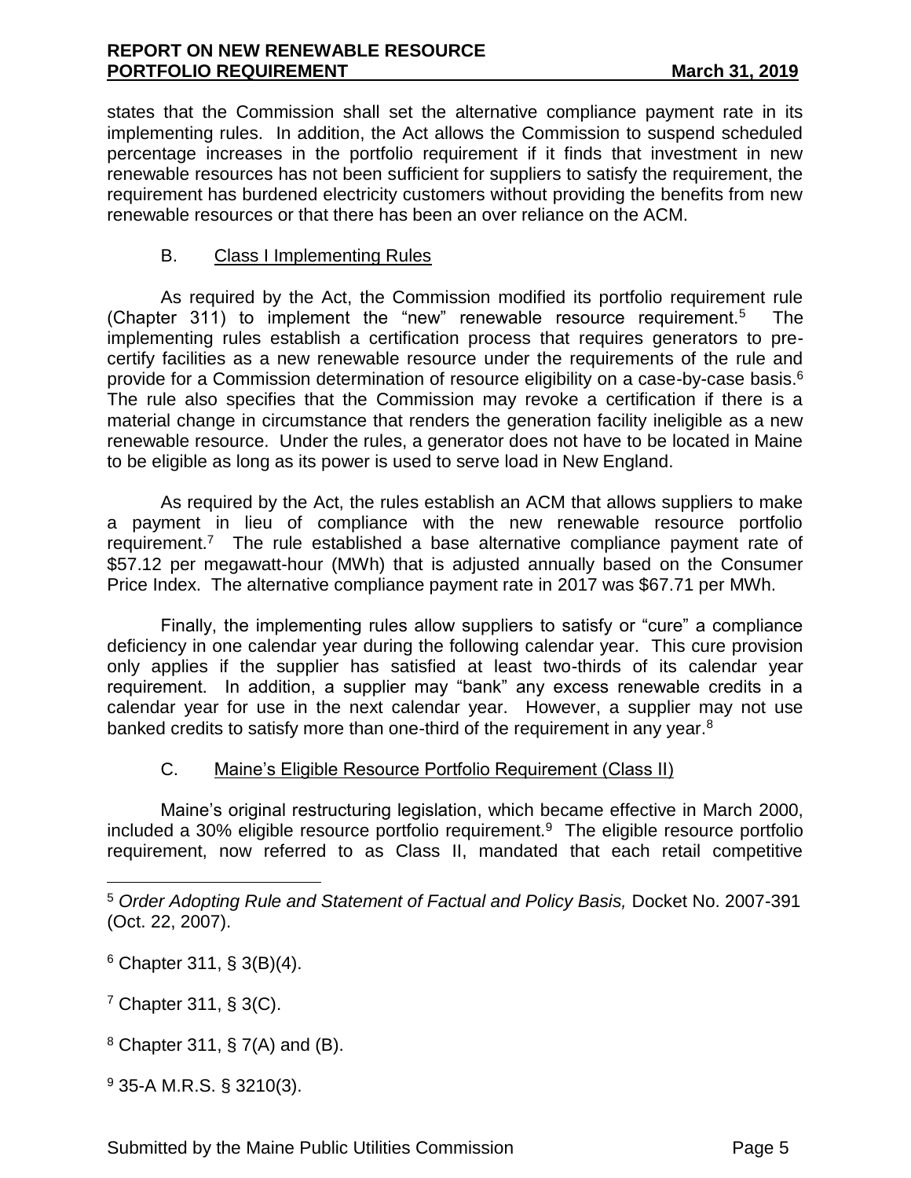states that the Commission shall set the alternative compliance payment rate in its implementing rules. In addition, the Act allows the Commission to suspend scheduled percentage increases in the portfolio requirement if it finds that investment in new renewable resources has not been sufficient for suppliers to satisfy the requirement, the requirement has burdened electricity customers without providing the benefits from new renewable resources or that there has been an over reliance on the ACM.

### B. Class I Implementing Rules

As required by the Act, the Commission modified its portfolio requirement rule (Chapter 311) to implement the "new" renewable resource requirement.[5] The implementing rules establish a certification process that requires generators to pre-certify facilities as a new renewable resource under the requirements of the rule and provide for a Commission determination of resource eligibility on a case-by-case basis.[6] The rule also specifies that the Commission may revoke a certification if there is a material change in circumstance that renders the generation facility ineligible as a new renewable resource. Under the rules, a generator does not have to be located in Maine to be eligible as long as its power is used to serve load in New England.

As required by the Act, the rules establish an ACM that allows suppliers to make a payment in lieu of compliance with the new renewable resource portfolio requirement.[7] The rule established a base alternative compliance payment rate of $57.12 per megawatt-hour (MWh) that is adjusted annually based on the Consumer Price Index. The alternative compliance payment rate in 2017 was $67.71 per MWh.

Finally, the implementing rules allow suppliers to satisfy or "cure" a compliance deficiency in one calendar year during the following calendar year. This cure provision only applies if the supplier has satisfied at least two-thirds of its calendar year requirement. In addition, a supplier may "bank" any excess renewable credits in a calendar year for use in the next calendar year. However, a supplier may not use banked credits to satisfy more than one-third of the requirement in any year.[8]

### C. Maine's Eligible Resource Portfolio Requirement (Class II)

Maine's original restructuring legislation, which became effective in March 2000, included a 30% eligible resource portfolio requirement.[9] The eligible resource portfolio requirement, now referred to as Class II, mandated that each retail competitive

---

[5] *Order Adopting Rule and Statement of Factual and Policy Basis,* Docket No. 2007-391 (Oct. 22, 2007).

[6] Chapter 311, § 3(B)(4).

[7] Chapter 311, § 3(C).

[8] Chapter 311, § 7(A) and (B).

[9] 35-A M.R.S. § 3210(3).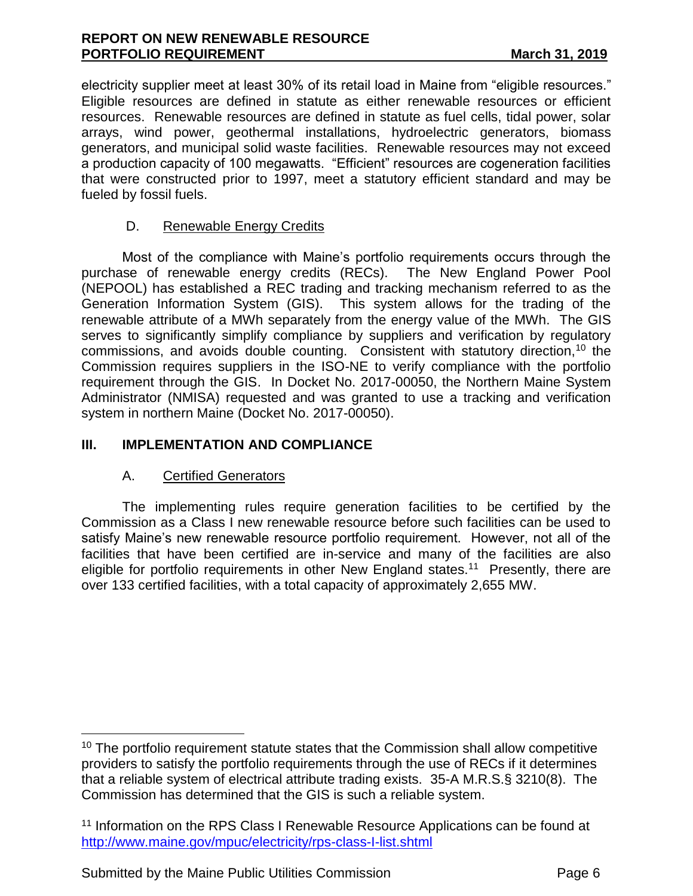electricity supplier meet at least 30% of its retail load in Maine from "eligible resources." Eligible resources are defined in statute as either renewable resources or efficient resources. Renewable resources are defined in statute as fuel cells, tidal power, solar arrays, wind power, geothermal installations, hydroelectric generators, biomass generators, and municipal solid waste facilities. Renewable resources may not exceed a production capacity of 100 megawatts. "Efficient" resources are cogeneration facilities that were constructed prior to 1997, meet a statutory efficient standard and may be fueled by fossil fuels.

### D. Renewable Energy Credits

Most of the compliance with Maine's portfolio requirements occurs through the purchase of renewable energy credits (RECs). The New England Power Pool (NEPOOL) has established a REC trading and tracking mechanism referred to as the Generation Information System (GIS). This system allows for the trading of the renewable attribute of a MWh separately from the energy value of the MWh. The GIS serves to significantly simplify compliance by suppliers and verification by regulatory commissions, and avoids double counting. Consistent with statutory direction,[10] the Commission requires suppliers in the ISO-NE to verify compliance with the portfolio requirement through the GIS. In Docket No. 2017-00050, the Northern Maine System Administrator (NMISA) requested and was granted to use a tracking and verification system in northern Maine (Docket No. 2017-00050).

## III. IMPLEMENTATION AND COMPLIANCE

### A. Certified Generators

The implementing rules require generation facilities to be certified by the Commission as a Class I new renewable resource before such facilities can be used to satisfy Maine's new renewable resource portfolio requirement. However, not all of the facilities that have been certified are in-service and many of the facilities are also eligible for portfolio requirements in other New England states.[11] Presently, there are over 133 certified facilities, with a total capacity of approximately 2,655 MW.

---

[10] The portfolio requirement statute states that the Commission shall allow competitive providers to satisfy the portfolio requirements through the use of RECs if it determines that a reliable system of electrical attribute trading exists. 35-A M.R.S.§ 3210(8). The Commission has determined that the GIS is such a reliable system.

[11] Information on the RPS Class I Renewable Resource Applications can be found at http://www.maine.gov/mpuc/electricity/rps-class-I-list.shtml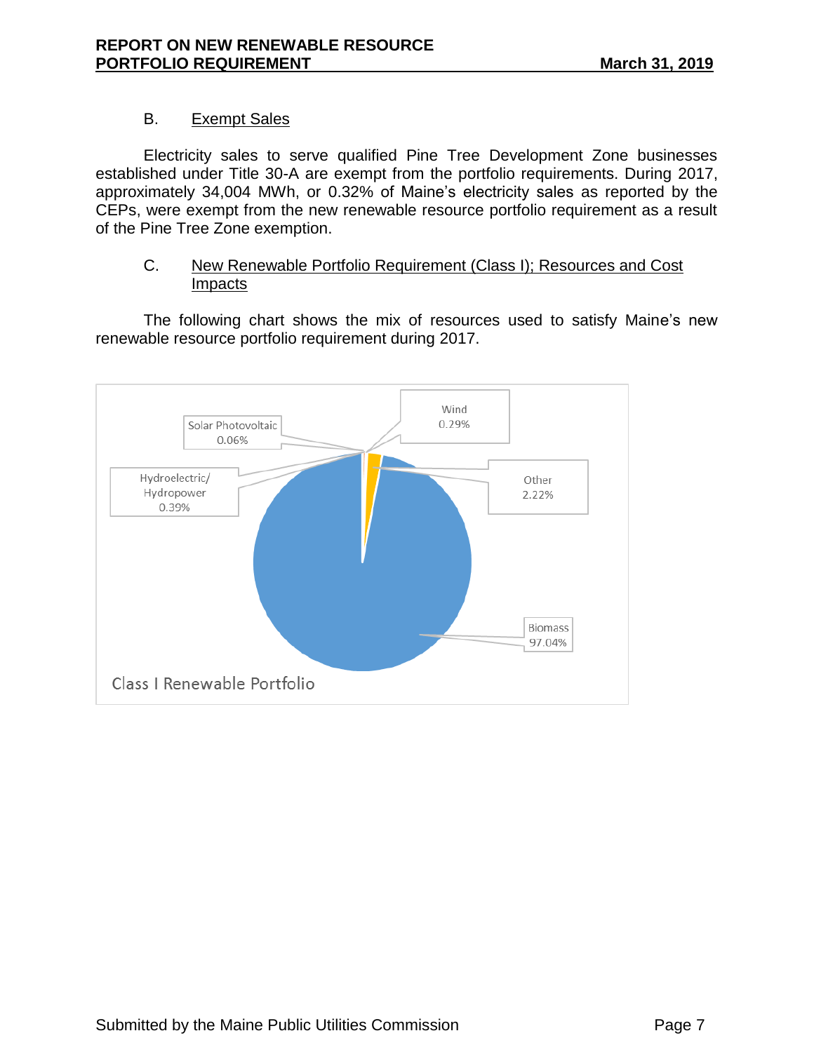### B. Exempt Sales

Electricity sales to serve qualified Pine Tree Development Zone businesses established under Title 30-A are exempt from the portfolio requirements. During 2017, approximately 34,004 MWh, or 0.32% of Maine's electricity sales as reported by the CEPs, were exempt from the new renewable resource portfolio requirement as a result of the Pine Tree Zone exemption.

### C. New Renewable Portfolio Requirement (Class I); Resources and Cost Impacts

The following chart shows the mix of resources used to satisfy Maine's new renewable resource portfolio requirement during 2017.

Class I Renewable Portfolio

| Resource | Share |
|---|---|
| Solar Photovoltaic | 0.06% |
| Wind | 0.29% |
| Hydroelectric/ Hydropower | 0.39% |
| Other | 2.22% |
| Biomass | 97.04% |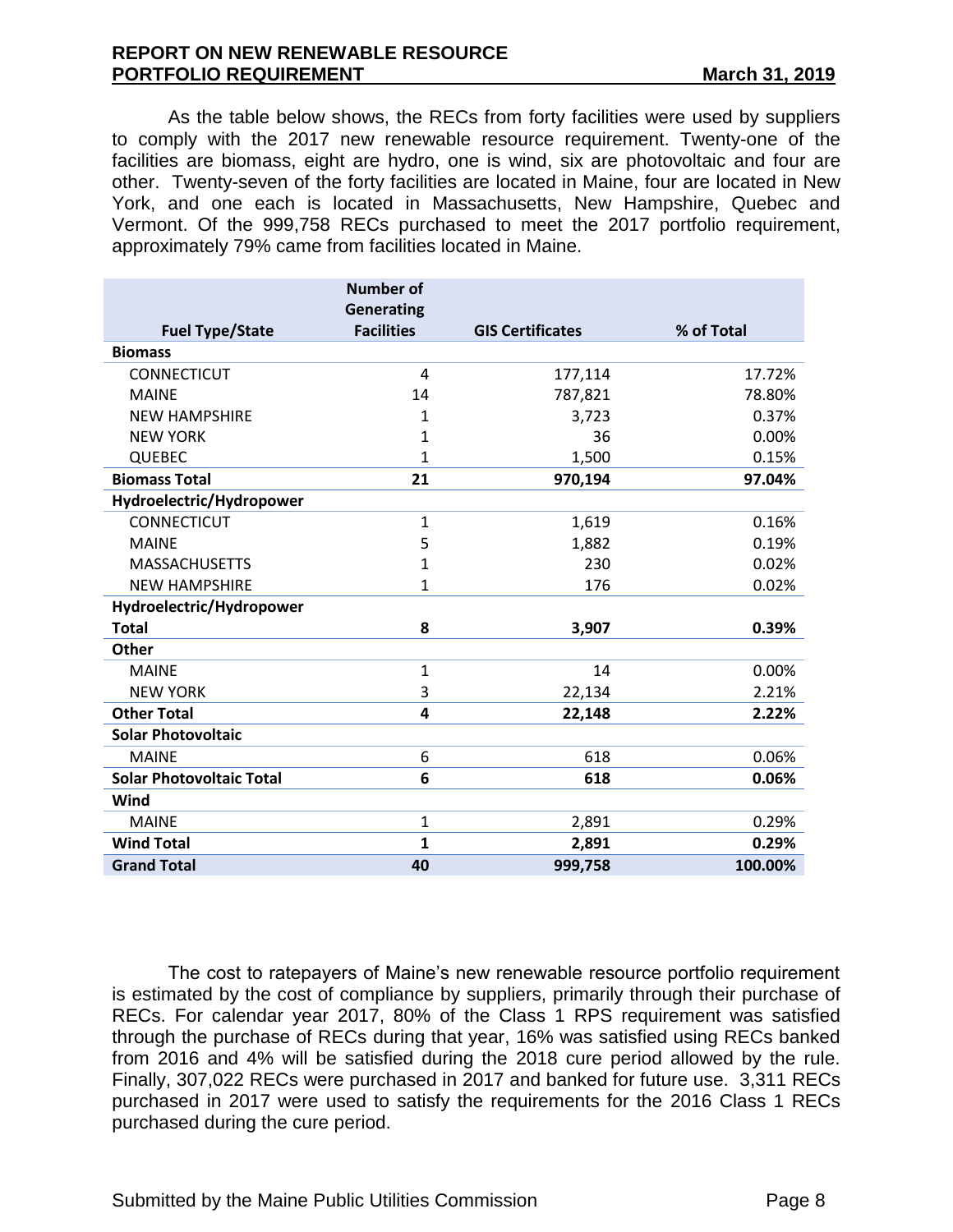As the table below shows, the RECs from forty facilities were used by suppliers to comply with the 2017 new renewable resource requirement. Twenty-one of the facilities are biomass, eight are hydro, one is wind, six are photovoltaic and four are other. Twenty-seven of the forty facilities are located in Maine, four are located in New York, and one each is located in Massachusetts, New Hampshire, Quebec and Vermont. Of the 999,758 RECs purchased to meet the 2017 portfolio requirement, approximately 79% came from facilities located in Maine.

| Fuel Type/State | Number of Generating Facilities | GIS Certificates | % of Total |
|---|---|---|---|
| **Biomass** | | | |
| CONNECTICUT | 4 | 177,114 | 17.72% |
| MAINE | 14 | 787,821 | 78.80% |
| NEW HAMPSHIRE | 1 | 3,723 | 0.37% |
| NEW YORK | 1 | 36 | 0.00% |
| QUEBEC | 1 | 1,500 | 0.15% |
| **Biomass Total** | **21** | **970,194** | **97.04%** |
| **Hydroelectric/Hydropower** | | | |
| CONNECTICUT | 1 | 1,619 | 0.16% |
| MAINE | 5 | 1,882 | 0.19% |
| MASSACHUSETTS | 1 | 230 | 0.02% |
| NEW HAMPSHIRE | 1 | 176 | 0.02% |
| **Hydroelectric/Hydropower Total** | **8** | **3,907** | **0.39%** |
| **Other** | | | |
| MAINE | 1 | 14 | 0.00% |
| NEW YORK | 3 | 22,134 | 2.21% |
| **Other Total** | **4** | **22,148** | **2.22%** |
| **Solar Photovoltaic** | | | |
| MAINE | 6 | 618 | 0.06% |
| **Solar Photovoltaic Total** | **6** | **618** | **0.06%** |
| **Wind** | | | |
| MAINE | 1 | 2,891 | 0.29% |
| **Wind Total** | **1** | **2,891** | **0.29%** |
| **Grand Total** | **40** | **999,758** | **100.00%** |

The cost to ratepayers of Maine's new renewable resource portfolio requirement is estimated by the cost of compliance by suppliers, primarily through their purchase of RECs. For calendar year 2017, 80% of the Class 1 RPS requirement was satisfied through the purchase of RECs during that year, 16% was satisfied using RECs banked from 2016 and 4% will be satisfied during the 2018 cure period allowed by the rule. Finally, 307,022 RECs were purchased in 2017 and banked for future use. 3,311 RECs purchased in 2017 were used to satisfy the requirements for the 2016 Class 1 RECs purchased during the cure period.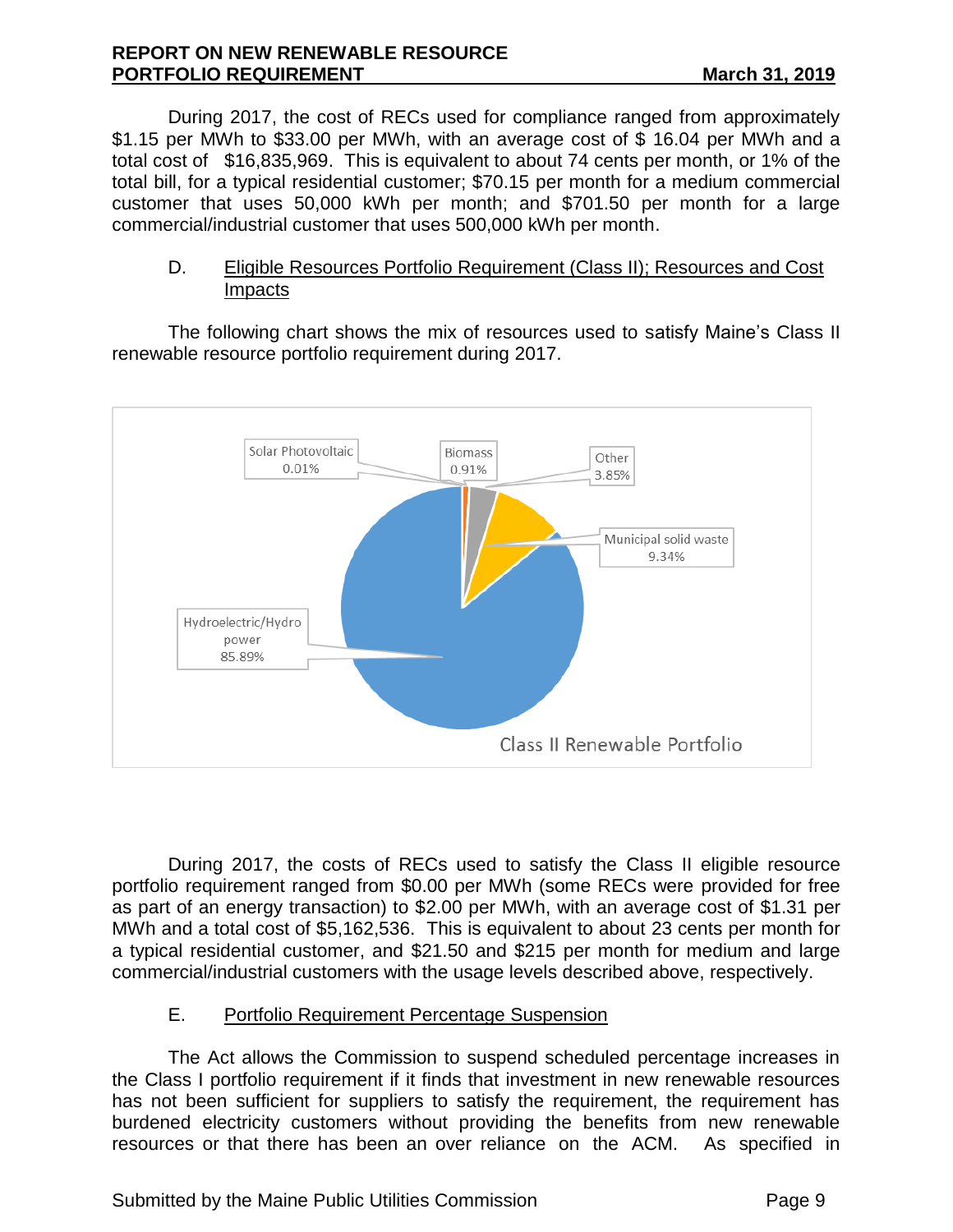During 2017, the cost of RECs used for compliance ranged from approximately $1.15 per MWh to $33.00 per MWh, with an average cost of $ 16.04 per MWh and a total cost of $16,835,969. This is equivalent to about 74 cents per month, or 1% of the total bill, for a typical residential customer; $70.15 per month for a medium commercial customer that uses 50,000 kWh per month; and $701.50 per month for a large commercial/industrial customer that uses 500,000 kWh per month.

## D. Eligible Resources Portfolio Requirement (Class II); Resources and Cost Impacts

The following chart shows the mix of resources used to satisfy Maine's Class II renewable resource portfolio requirement during 2017.

Class II Renewable Portfolio

| Resource | Share |
|---|---|
| Solar Photovoltaic | 0.01% |
| Biomass | 0.91% |
| Other | 3.85% |
| Municipal solid waste | 9.34% |
| Hydroelectric/Hydro power | 85.89% |

During 2017, the costs of RECs used to satisfy the Class II eligible resource portfolio requirement ranged from $0.00 per MWh (some RECs were provided for free as part of an energy transaction) to $2.00 per MWh, with an average cost of $1.31 per MWh and a total cost of $5,162,536. This is equivalent to about 23 cents per month for a typical residential customer, and $21.50 and $215 per month for medium and large commercial/industrial customers with the usage levels described above, respectively.

## E. Portfolio Requirement Percentage Suspension

The Act allows the Commission to suspend scheduled percentage increases in the Class I portfolio requirement if it finds that investment in new renewable resources has not been sufficient for suppliers to satisfy the requirement, the requirement has burdened electricity customers without providing the benefits from new renewable resources or that there has been an over reliance on the ACM. As specified in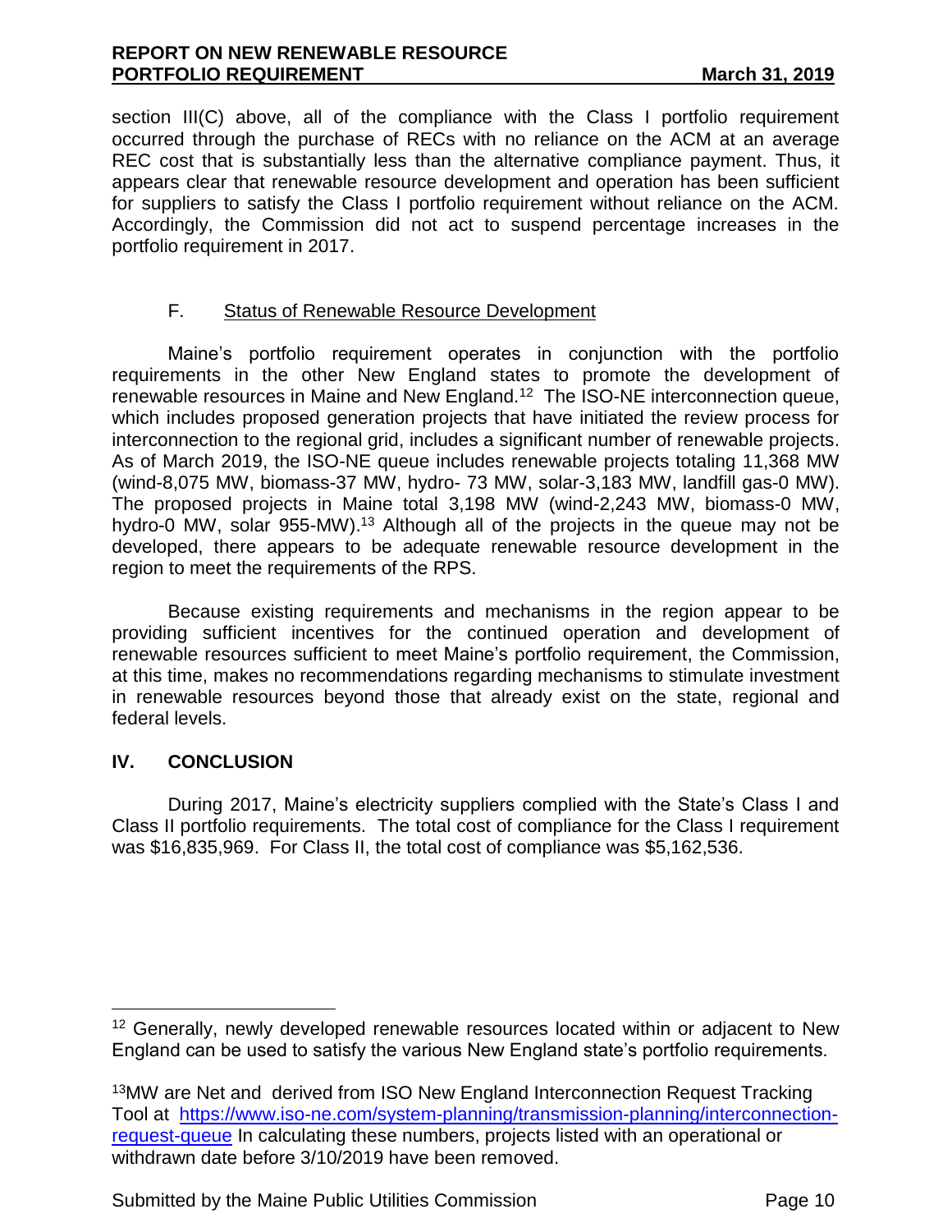section III(C) above, all of the compliance with the Class I portfolio requirement occurred through the purchase of RECs with no reliance on the ACM at an average REC cost that is substantially less than the alternative compliance payment. Thus, it appears clear that renewable resource development and operation has been sufficient for suppliers to satisfy the Class I portfolio requirement without reliance on the ACM. Accordingly, the Commission did not act to suspend percentage increases in the portfolio requirement in 2017.

### F. Status of Renewable Resource Development

Maine's portfolio requirement operates in conjunction with the portfolio requirements in the other New England states to promote the development of renewable resources in Maine and New England.[12] The ISO-NE interconnection queue, which includes proposed generation projects that have initiated the review process for interconnection to the regional grid, includes a significant number of renewable projects. As of March 2019, the ISO-NE queue includes renewable projects totaling 11,368 MW (wind-8,075 MW, biomass-37 MW, hydro- 73 MW, solar-3,183 MW, landfill gas-0 MW). The proposed projects in Maine total 3,198 MW (wind-2,243 MW, biomass-0 MW, hydro-0 MW, solar 955-MW).[13] Although all of the projects in the queue may not be developed, there appears to be adequate renewable resource development in the region to meet the requirements of the RPS.

Because existing requirements and mechanisms in the region appear to be providing sufficient incentives for the continued operation and development of renewable resources sufficient to meet Maine's portfolio requirement, the Commission, at this time, makes no recommendations regarding mechanisms to stimulate investment in renewable resources beyond those that already exist on the state, regional and federal levels.

## IV. CONCLUSION

During 2017, Maine's electricity suppliers complied with the State's Class I and Class II portfolio requirements. The total cost of compliance for the Class I requirement was $16,835,969. For Class II, the total cost of compliance was $5,162,536.

---

[12] Generally, newly developed renewable resources located within or adjacent to New England can be used to satisfy the various New England state's portfolio requirements.

[13] MW are Net and derived from ISO New England Interconnection Request Tracking Tool at https://www.iso-ne.com/system-planning/transmission-planning/interconnection-request-queue In calculating these numbers, projects listed with an operational or withdrawn date before 3/10/2019 have been removed.